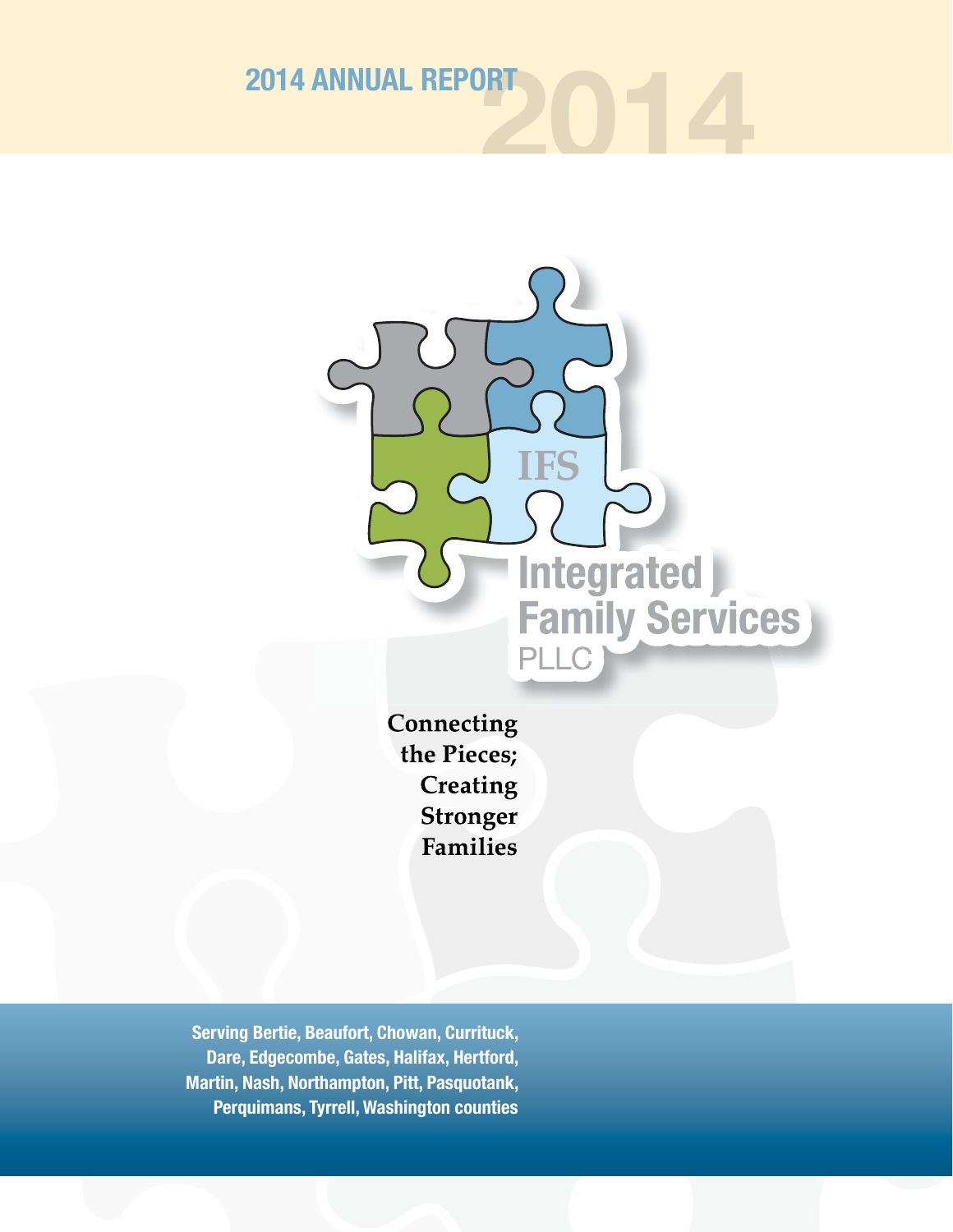# 2014 ANNUAL REPORT

IFS

**Integrated Family Services PLLC**

**Connecting the Pieces; Creating Stronger Families**

**Serving Bertie, Beaufort, Chowan, Currituck, Dare, Edgecombe, Gates, Halifax, Hertford, Martin, Nash, Northampton, Pitt, Pasquotank, Perquimans, Tyrrell, Washington counties**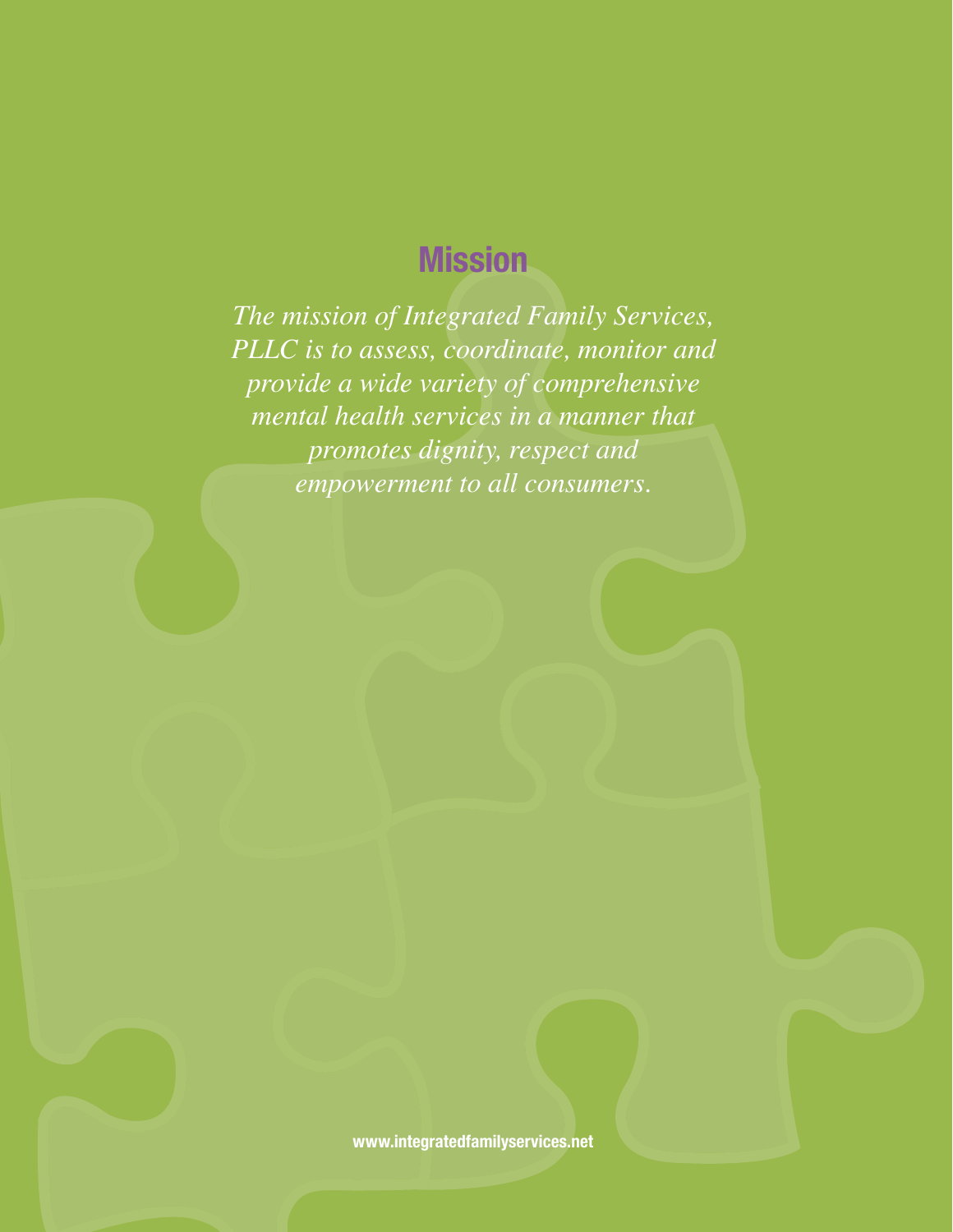## Mission

*The mission of Integrated Family Services, PLLC is to assess, coordinate, monitor and provide a wide variety of comprehensive mental health services in a manner that promotes dignity, respect and empowerment to all consumers.*

**www.integratedfamilyservices.net**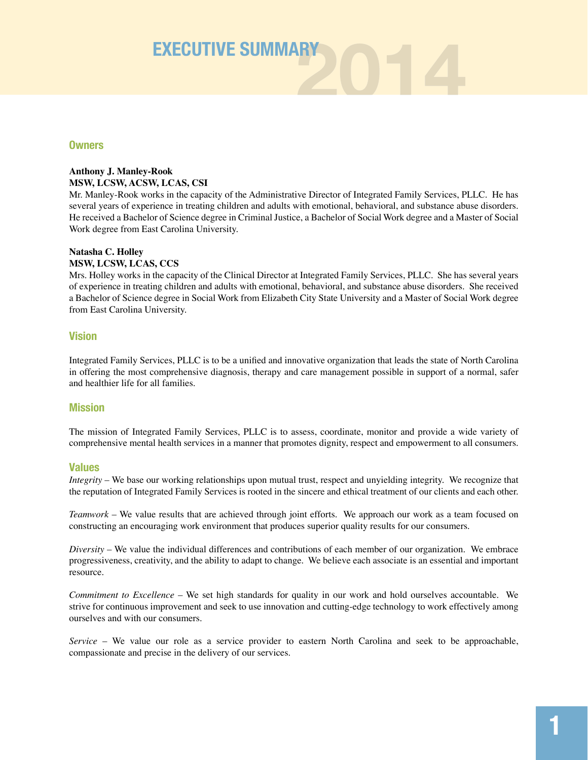# EXECUTIVE SUMMARY 2014

## Owners

**Anthony J. Manley-Rook**
**MSW, LCSW, ACSW, LCAS, CSI**
Mr. Manley-Rook works in the capacity of the Administrative Director of Integrated Family Services, PLLC. He has several years of experience in treating children and adults with emotional, behavioral, and substance abuse disorders. He received a Bachelor of Science degree in Criminal Justice, a Bachelor of Social Work degree and a Master of Social Work degree from East Carolina University.

**Natasha C. Holley**
**MSW, LCSW, LCAS, CCS**
Mrs. Holley works in the capacity of the Clinical Director at Integrated Family Services, PLLC. She has several years of experience in treating children and adults with emotional, behavioral, and substance abuse disorders. She received a Bachelor of Science degree in Social Work from Elizabeth City State University and a Master of Social Work degree from East Carolina University.

## Vision

Integrated Family Services, PLLC is to be a unified and innovative organization that leads the state of North Carolina in offering the most comprehensive diagnosis, therapy and care management possible in support of a normal, safer and healthier life for all families.

## Mission

The mission of Integrated Family Services, PLLC is to assess, coordinate, monitor and provide a wide variety of comprehensive mental health services in a manner that promotes dignity, respect and empowerment to all consumers.

## Values

*Integrity* – We base our working relationships upon mutual trust, respect and unyielding integrity. We recognize that the reputation of Integrated Family Services is rooted in the sincere and ethical treatment of our clients and each other.

*Teamwork* – We value results that are achieved through joint efforts. We approach our work as a team focused on constructing an encouraging work environment that produces superior quality results for our consumers.

*Diversity* – We value the individual differences and contributions of each member of our organization. We embrace progressiveness, creativity, and the ability to adapt to change. We believe each associate is an essential and important resource.

*Commitment to Excellence* – We set high standards for quality in our work and hold ourselves accountable. We strive for continuous improvement and seek to use innovation and cutting-edge technology to work effectively among ourselves and with our consumers.

*Service* – We value our role as a service provider to eastern North Carolina and seek to be approachable, compassionate and precise in the delivery of our services.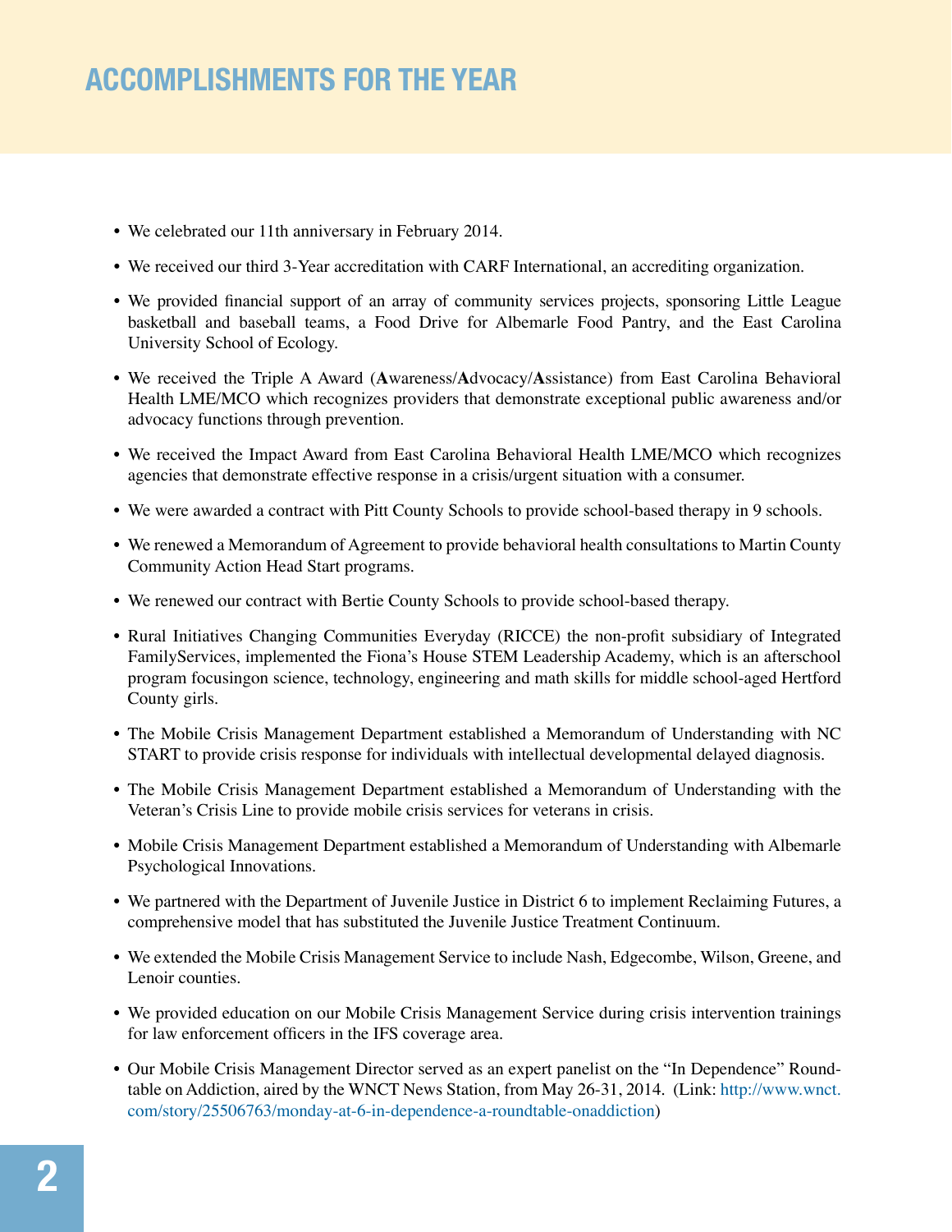# ACCOMPLISHMENTS FOR THE YEAR

- We celebrated our 11th anniversary in February 2014.
- We received our third 3-Year accreditation with CARF International, an accrediting organization.
- We provided financial support of an array of community services projects, sponsoring Little League basketball and baseball teams, a Food Drive for Albemarle Food Pantry, and the East Carolina University School of Ecology.
- We received the Triple A Award (**A**wareness/**A**dvocacy/**A**ssistance) from East Carolina Behavioral Health LME/MCO which recognizes providers that demonstrate exceptional public awareness and/or advocacy functions through prevention.
- We received the Impact Award from East Carolina Behavioral Health LME/MCO which recognizes agencies that demonstrate effective response in a crisis/urgent situation with a consumer.
- We were awarded a contract with Pitt County Schools to provide school-based therapy in 9 schools.
- We renewed a Memorandum of Agreement to provide behavioral health consultations to Martin County Community Action Head Start programs.
- We renewed our contract with Bertie County Schools to provide school-based therapy.
- Rural Initiatives Changing Communities Everyday (RICCE) the non-profit subsidiary of Integrated FamilyServices, implemented the Fiona's House STEM Leadership Academy, which is an afterschool program focusingon science, technology, engineering and math skills for middle school-aged Hertford County girls.
- The Mobile Crisis Management Department established a Memorandum of Understanding with NC START to provide crisis response for individuals with intellectual developmental delayed diagnosis.
- The Mobile Crisis Management Department established a Memorandum of Understanding with the Veteran's Crisis Line to provide mobile crisis services for veterans in crisis.
- Mobile Crisis Management Department established a Memorandum of Understanding with Albemarle Psychological Innovations.
- We partnered with the Department of Juvenile Justice in District 6 to implement Reclaiming Futures, a comprehensive model that has substituted the Juvenile Justice Treatment Continuum.
- We extended the Mobile Crisis Management Service to include Nash, Edgecombe, Wilson, Greene, and Lenoir counties.
- We provided education on our Mobile Crisis Management Service during crisis intervention trainings for law enforcement officers in the IFS coverage area.
- Our Mobile Crisis Management Director served as an expert panelist on the "In Dependence" Roundtable on Addiction, aired by the WNCT News Station, from May 26-31, 2014. (Link: http://www.wnct.com/story/25506763/monday-at-6-in-dependence-a-roundtable-onaddiction)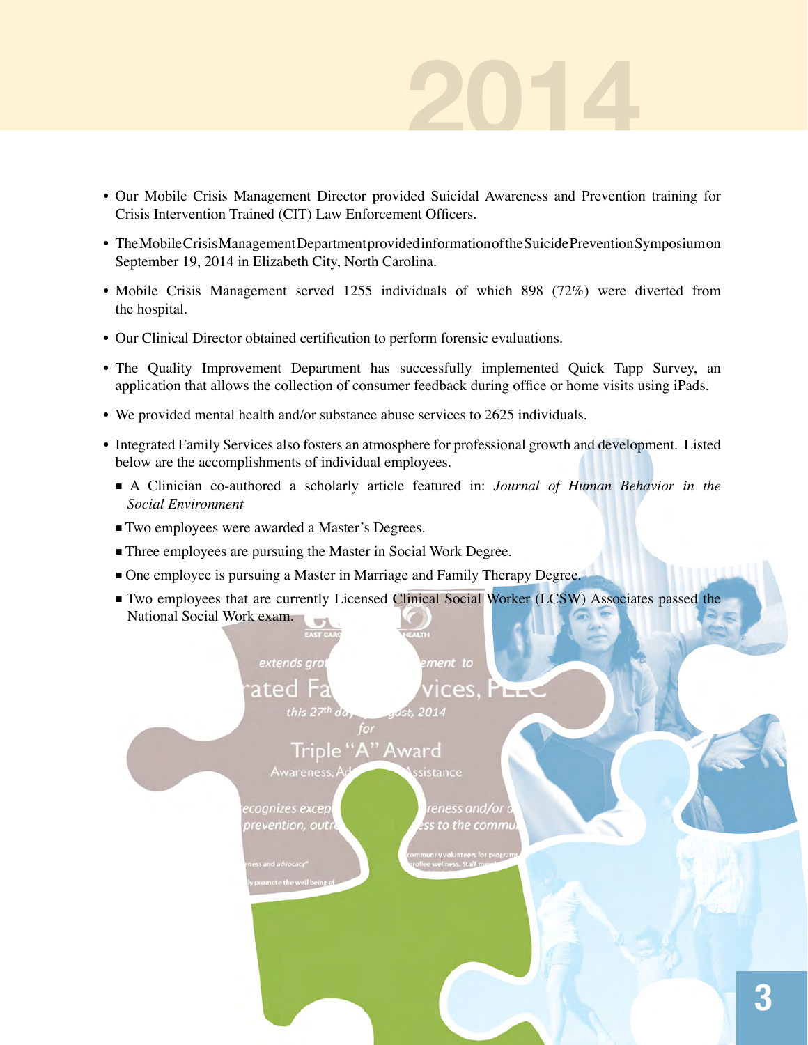# 2014

- Our Mobile Crisis Management Director provided Suicidal Awareness and Prevention training for Crisis Intervention Trained (CIT) Law Enforcement Officers.
- The Mobile Crisis Management Department provided information of the Suicide Prevention Symposium on September 19, 2014 in Elizabeth City, North Carolina.
- Mobile Crisis Management served 1255 individuals of which 898 (72%) were diverted from the hospital.
- Our Clinical Director obtained certification to perform forensic evaluations.
- The Quality Improvement Department has successfully implemented Quick Tapp Survey, an application that allows the collection of consumer feedback during office or home visits using iPads.
- We provided mental health and/or substance abuse services to 2625 individuals.
- Integrated Family Services also fosters an atmosphere for professional growth and development. Listed below are the accomplishments of individual employees.
  - A Clinician co-authored a scholarly article featured in: *Journal of Human Behavior in the Social Environment*
  - Two employees were awarded a Master's Degrees.
  - Three employees are pursuing the Master in Social Work Degree.
  - One employee is pursuing a Master in Marriage and Family Therapy Degree.
  - Two employees that are currently Licensed Clinical Social Worker (LCSW) Associates passed the National Social Work exam.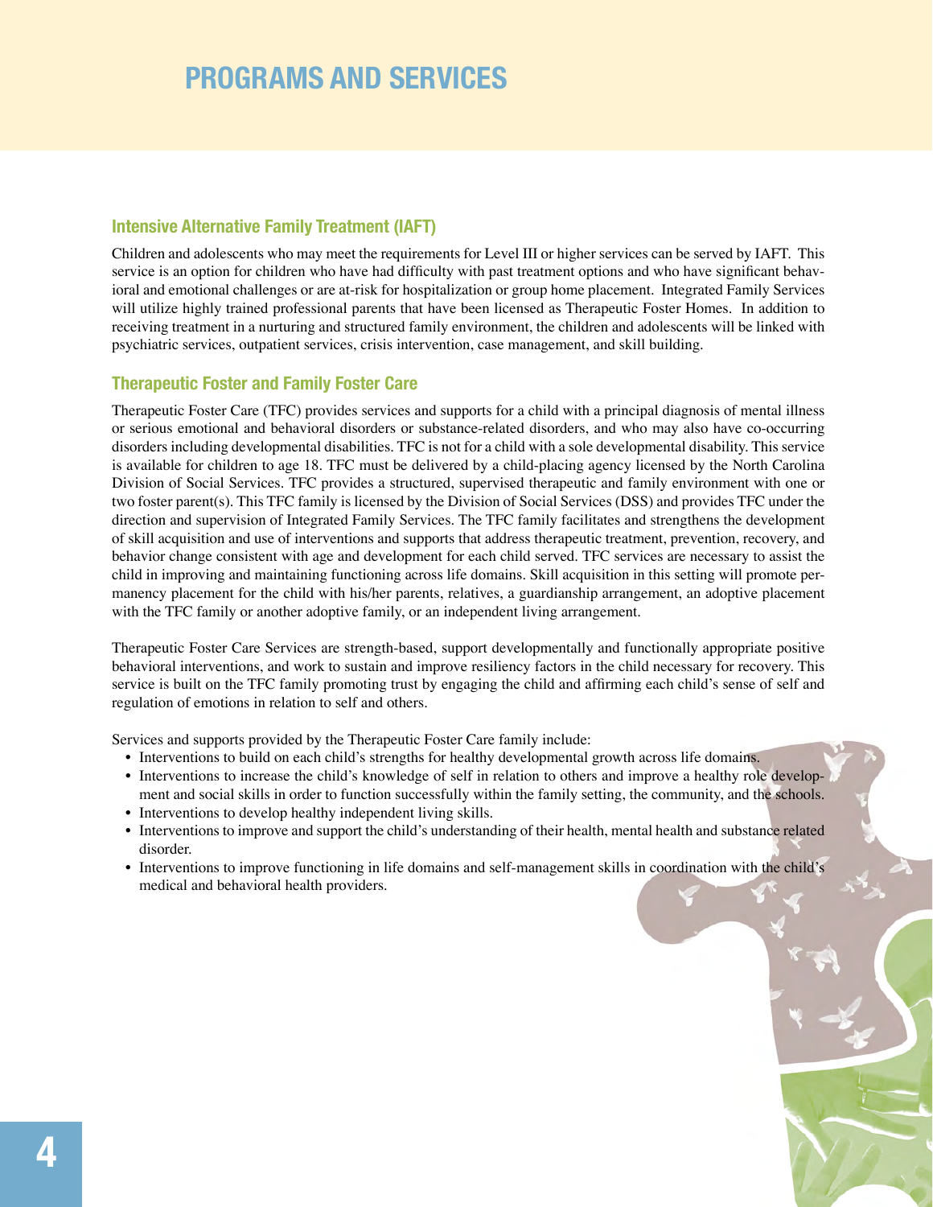# PROGRAMS AND SERVICES

## Intensive Alternative Family Treatment (IAFT)

Children and adolescents who may meet the requirements for Level III or higher services can be served by IAFT. This service is an option for children who have had difficulty with past treatment options and who have significant behavioral and emotional challenges or are at-risk for hospitalization or group home placement. Integrated Family Services will utilize highly trained professional parents that have been licensed as Therapeutic Foster Homes. In addition to receiving treatment in a nurturing and structured family environment, the children and adolescents will be linked with psychiatric services, outpatient services, crisis intervention, case management, and skill building.

## Therapeutic Foster and Family Foster Care

Therapeutic Foster Care (TFC) provides services and supports for a child with a principal diagnosis of mental illness or serious emotional and behavioral disorders or substance-related disorders, and who may also have co-occurring disorders including developmental disabilities. TFC is not for a child with a sole developmental disability. This service is available for children to age 18. TFC must be delivered by a child-placing agency licensed by the North Carolina Division of Social Services. TFC provides a structured, supervised therapeutic and family environment with one or two foster parent(s). This TFC family is licensed by the Division of Social Services (DSS) and provides TFC under the direction and supervision of Integrated Family Services. The TFC family facilitates and strengthens the development of skill acquisition and use of interventions and supports that address therapeutic treatment, prevention, recovery, and behavior change consistent with age and development for each child served. TFC services are necessary to assist the child in improving and maintaining functioning across life domains. Skill acquisition in this setting will promote permanency placement for the child with his/her parents, relatives, a guardianship arrangement, an adoptive placement with the TFC family or another adoptive family, or an independent living arrangement.

Therapeutic Foster Care Services are strength-based, support developmentally and functionally appropriate positive behavioral interventions, and work to sustain and improve resiliency factors in the child necessary for recovery. This service is built on the TFC family promoting trust by engaging the child and affirming each child's sense of self and regulation of emotions in relation to self and others.

Services and supports provided by the Therapeutic Foster Care family include:

- Interventions to build on each child's strengths for healthy developmental growth across life domains.
- Interventions to increase the child's knowledge of self in relation to others and improve a healthy role development and social skills in order to function successfully within the family setting, the community, and the schools.
- Interventions to develop healthy independent living skills.
- Interventions to improve and support the child's understanding of their health, mental health and substance related disorder.
- Interventions to improve functioning in life domains and self-management skills in coordination with the child's medical and behavioral health providers.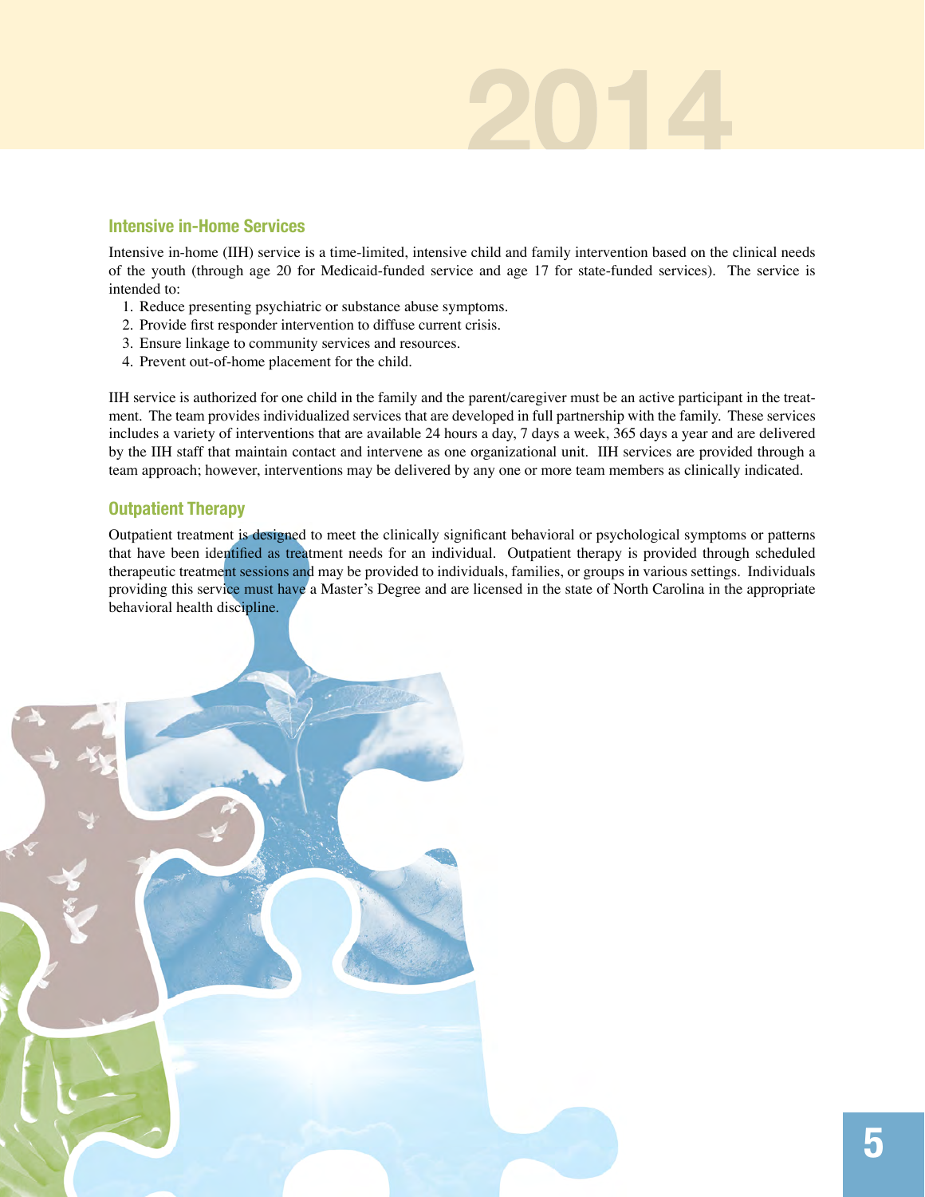## Intensive in-Home Services

Intensive in-home (IIH) service is a time-limited, intensive child and family intervention based on the clinical needs of the youth (through age 20 for Medicaid-funded service and age 17 for state-funded services). The service is intended to:

1. Reduce presenting psychiatric or substance abuse symptoms.
2. Provide first responder intervention to diffuse current crisis.
3. Ensure linkage to community services and resources.
4. Prevent out-of-home placement for the child.

IIH service is authorized for one child in the family and the parent/caregiver must be an active participant in the treatment. The team provides individualized services that are developed in full partnership with the family. These services includes a variety of interventions that are available 24 hours a day, 7 days a week, 365 days a year and are delivered by the IIH staff that maintain contact and intervene as one organizational unit. IIH services are provided through a team approach; however, interventions may be delivered by any one or more team members as clinically indicated.

## Outpatient Therapy

Outpatient treatment is designed to meet the clinically significant behavioral or psychological symptoms or patterns that have been identified as treatment needs for an individual. Outpatient therapy is provided through scheduled therapeutic treatment sessions and may be provided to individuals, families, or groups in various settings. Individuals providing this service must have a Master's Degree and are licensed in the state of North Carolina in the appropriate behavioral health discipline.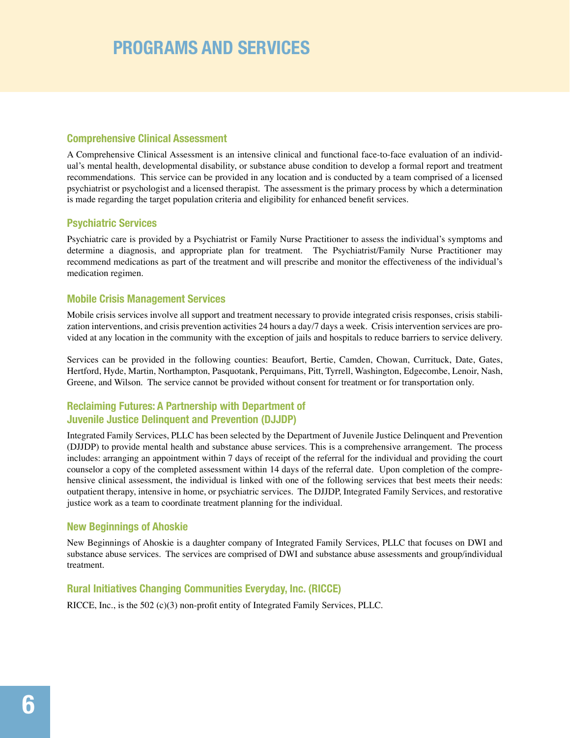# PROGRAMS AND SERVICES

### Comprehensive Clinical Assessment

A Comprehensive Clinical Assessment is an intensive clinical and functional face-to-face evaluation of an individual's mental health, developmental disability, or substance abuse condition to develop a formal report and treatment recommendations. This service can be provided in any location and is conducted by a team comprised of a licensed psychiatrist or psychologist and a licensed therapist. The assessment is the primary process by which a determination is made regarding the target population criteria and eligibility for enhanced benefit services.

### Psychiatric Services

Psychiatric care is provided by a Psychiatrist or Family Nurse Practitioner to assess the individual's symptoms and determine a diagnosis, and appropriate plan for treatment. The Psychiatrist/Family Nurse Practitioner may recommend medications as part of the treatment and will prescribe and monitor the effectiveness of the individual's medication regimen.

### Mobile Crisis Management Services

Mobile crisis services involve all support and treatment necessary to provide integrated crisis responses, crisis stabilization interventions, and crisis prevention activities 24 hours a day/7 days a week. Crisis intervention services are provided at any location in the community with the exception of jails and hospitals to reduce barriers to service delivery.

Services can be provided in the following counties: Beaufort, Bertie, Camden, Chowan, Currituck, Date, Gates, Hertford, Hyde, Martin, Northampton, Pasquotank, Perquimans, Pitt, Tyrrell, Washington, Edgecombe, Lenoir, Nash, Greene, and Wilson. The service cannot be provided without consent for treatment or for transportation only.

### Reclaiming Futures: A Partnership with Department of Juvenile Justice Delinquent and Prevention (DJJDP)

Integrated Family Services, PLLC has been selected by the Department of Juvenile Justice Delinquent and Prevention (DJJDP) to provide mental health and substance abuse services. This is a comprehensive arrangement. The process includes: arranging an appointment within 7 days of receipt of the referral for the individual and providing the court counselor a copy of the completed assessment within 14 days of the referral date. Upon completion of the comprehensive clinical assessment, the individual is linked with one of the following services that best meets their needs: outpatient therapy, intensive in home, or psychiatric services. The DJJDP, Integrated Family Services, and restorative justice work as a team to coordinate treatment planning for the individual.

### New Beginnings of Ahoskie

New Beginnings of Ahoskie is a daughter company of Integrated Family Services, PLLC that focuses on DWI and substance abuse services. The services are comprised of DWI and substance abuse assessments and group/individual treatment.

### Rural Initiatives Changing Communities Everyday, Inc. (RICCE)

RICCE, Inc., is the 502 (c)(3) non-profit entity of Integrated Family Services, PLLC.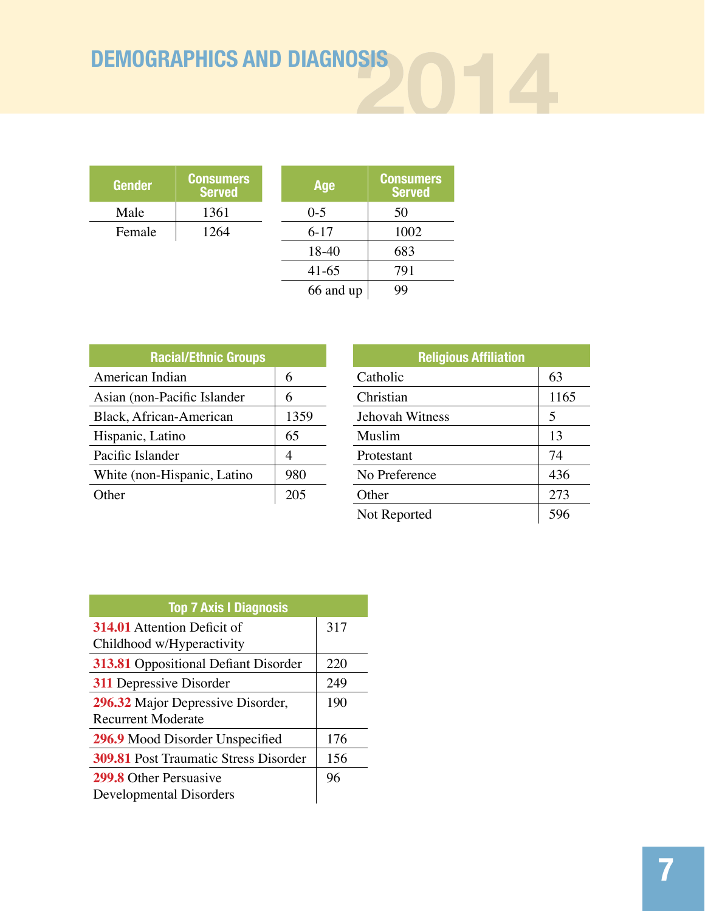# DEMOGRAPHICS AND DIAGNOSIS 2014

| Gender | Consumers Served |
|---|---|
| Male | 1361 |
| Female | 1264 |

| Age | Consumers Served |
|---|---|
| 0-5 | 50 |
| 6-17 | 1002 |
| 18-40 | 683 |
| 41-65 | 791 |
| 66 and up | 99 |

| Racial/Ethnic Groups | |
|---|---|
| American Indian | 6 |
| Asian (non-Pacific Islander | 6 |
| Black, African-American | 1359 |
| Hispanic, Latino | 65 |
| Pacific Islander | 4 |
| White (non-Hispanic, Latino | 980 |
| Other | 205 |

| Religious Affiliation | |
|---|---|
| Catholic | 63 |
| Christian | 1165 |
| Jehovah Witness | 5 |
| Muslim | 13 |
| Protestant | 74 |
| No Preference | 436 |
| Other | 273 |
| Not Reported | 596 |

| Top 7 Axis I Diagnosis | |
|---|---|
| **314.01** Attention Deficit of Childhood w/Hyperactivity | 317 |
| **313.81** Oppositional Defiant Disorder | 220 |
| **311** Depressive Disorder | 249 |
| **296.32** Major Depressive Disorder, Recurrent Moderate | 190 |
| **296.9** Mood Disorder Unspecified | 176 |
| **309.81** Post Traumatic Stress Disorder | 156 |
| **299.8** Other Persuasive Developmental Disorders | 96 |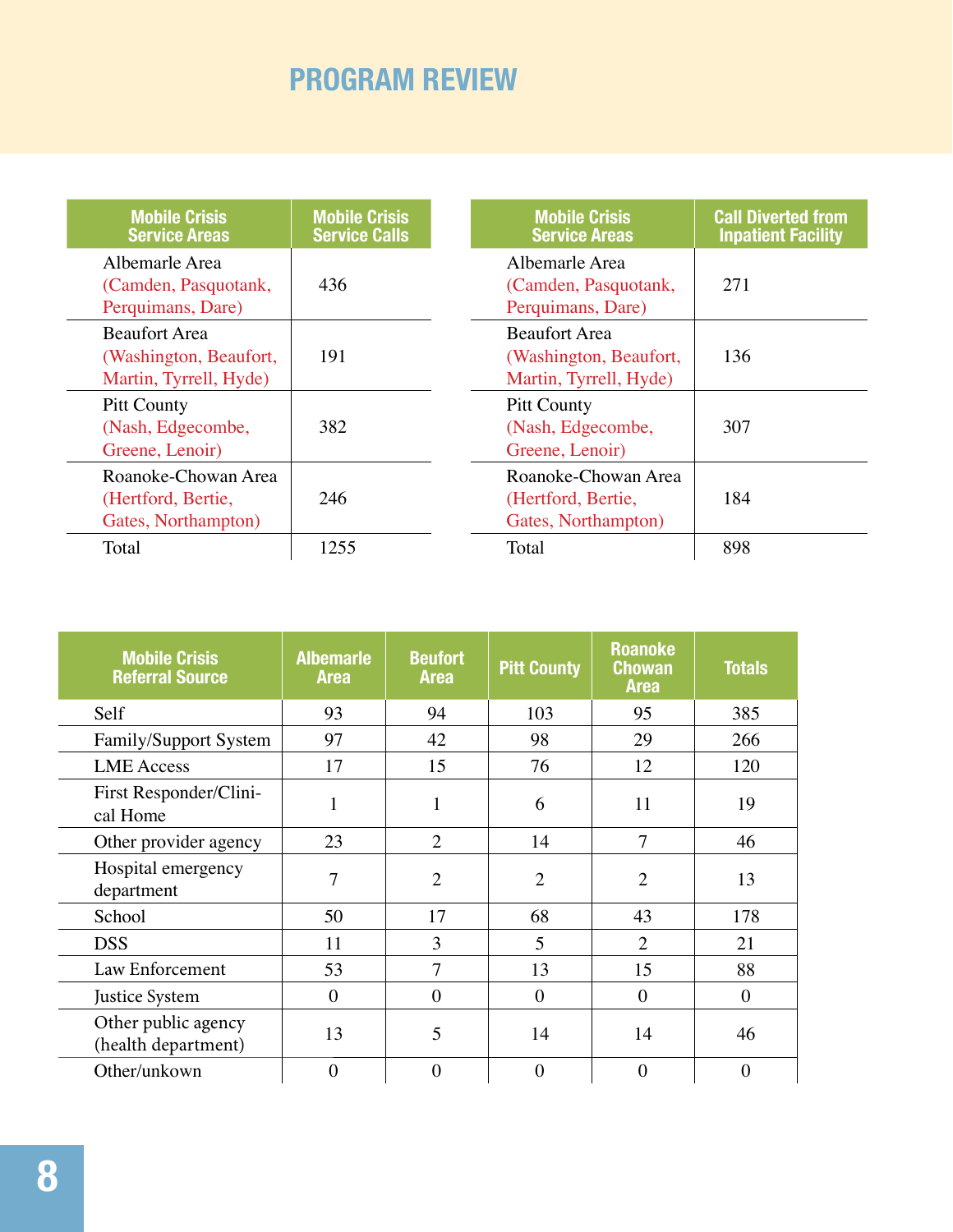# PROGRAM REVIEW

| Mobile Crisis Service Areas | Mobile Crisis Service Calls |
|---|---|
| Albemarle Area (Camden, Pasquotank, Perquimans, Dare) | 436 |
| Beaufort Area (Washington, Beaufort, Martin, Tyrrell, Hyde) | 191 |
| Pitt County (Nash, Edgecombe, Greene, Lenoir) | 382 |
| Roanoke-Chowan Area (Hertford, Bertie, Gates, Northampton) | 246 |
| Total | 1255 |

| Mobile Crisis Service Areas | Call Diverted from Inpatient Facility |
|---|---|
| Albemarle Area (Camden, Pasquotank, Perquimans, Dare) | 271 |
| Beaufort Area (Washington, Beaufort, Martin, Tyrrell, Hyde) | 136 |
| Pitt County (Nash, Edgecombe, Greene, Lenoir) | 307 |
| Roanoke-Chowan Area (Hertford, Bertie, Gates, Northampton) | 184 |
| Total | 898 |

| Mobile Crisis Referral Source | Albemarle Area | Beufort Area | Pitt County | Roanoke Chowan Area | Totals |
|---|---|---|---|---|---|
| Self | 93 | 94 | 103 | 95 | 385 |
| Family/Support System | 97 | 42 | 98 | 29 | 266 |
| LME Access | 17 | 15 | 76 | 12 | 120 |
| First Responder/Clinical Home | 1 | 1 | 6 | 11 | 19 |
| Other provider agency | 23 | 2 | 14 | 7 | 46 |
| Hospital emergency department | 7 | 2 | 2 | 2 | 13 |
| School | 50 | 17 | 68 | 43 | 178 |
| DSS | 11 | 3 | 5 | 2 | 21 |
| Law Enforcement | 53 | 7 | 13 | 15 | 88 |
| Justice System | 0 | 0 | 0 | 0 | 0 |
| Other public agency (health department) | 13 | 5 | 14 | 14 | 46 |
| Other/unkown | 0 | 0 | 0 | 0 | 0 |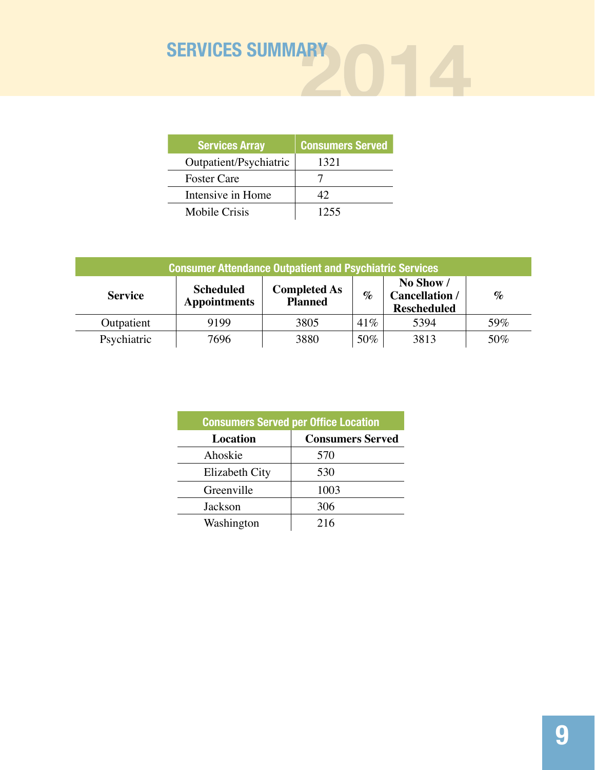# SERVICES SUMMARY 2014

| Services Array | Consumers Served |
|---|---|
| Outpatient/Psychiatric | 1321 |
| Foster Care | 7 |
| Intensive in Home | 42 |
| Mobile Crisis | 1255 |

**Consumer Attendance Outpatient and Psychiatric Services**

| Service | Scheduled Appointments | Completed As Planned | % | No Show / Cancellation / Rescheduled | % |
|---|---|---|---|---|---|
| Outpatient | 9199 | 3805 | 41% | 5394 | 59% |
| Psychiatric | 7696 | 3880 | 50% | 3813 | 50% |

**Consumers Served per Office Location**

| Location | Consumers Served |
|---|---|
| Ahoskie | 570 |
| Elizabeth City | 530 |
| Greenville | 1003 |
| Jackson | 306 |
| Washington | 216 |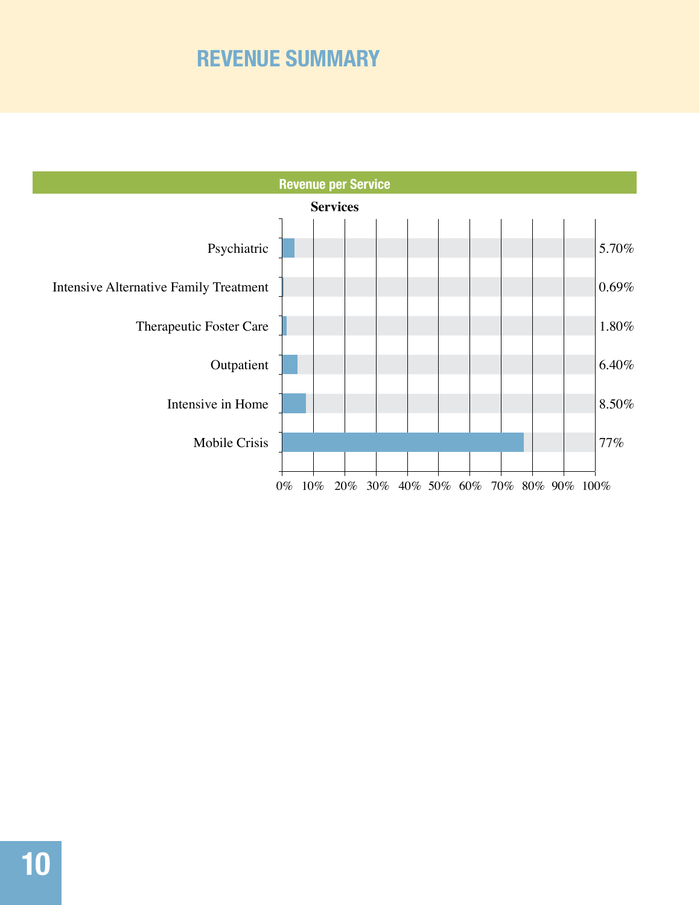# REVENUE SUMMARY

## Revenue per Service

**Services**

| Service | Revenue |
|---|---|
| Psychiatric | 5.70% |
| Intensive Alternative Family Treatment | 0.69% |
| Therapeutic Foster Care | 1.80% |
| Outpatient | 6.40% |
| Intensive in Home | 8.50% |
| Mobile Crisis | 77% |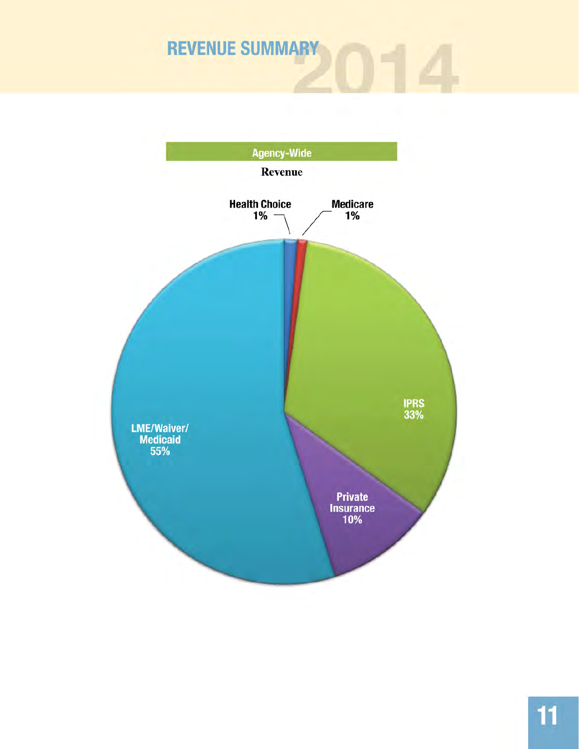# REVENUE SUMMARY 2014

## Agency-Wide

**Revenue**

Health Choice 1%

Medicare 1%

IPRS 33%

Private Insurance 10%

LME/Waiver/Medicaid 55%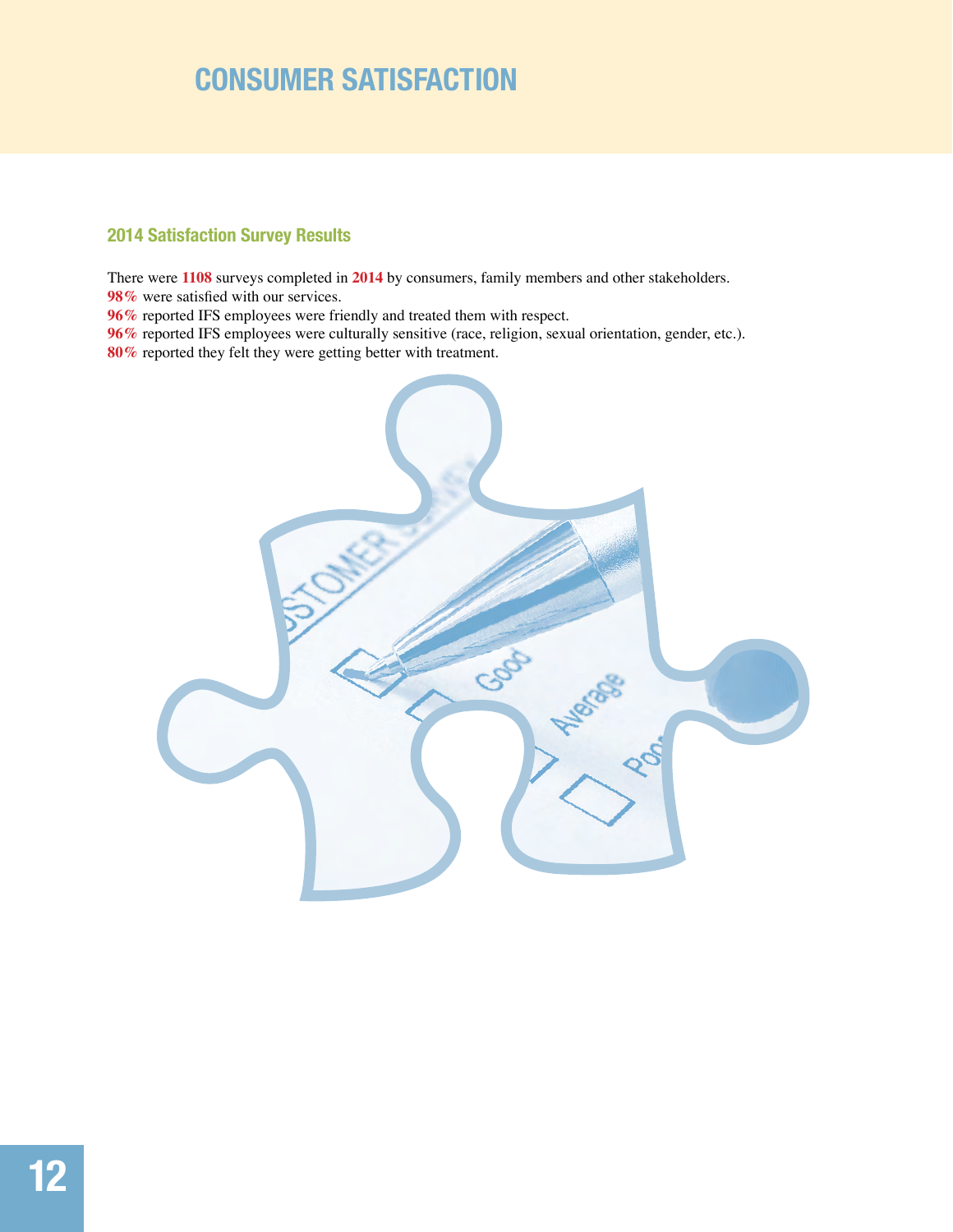# CONSUMER SATISFACTION

## 2014 Satisfaction Survey Results

There were **1108** surveys completed in **2014** by consumers, family members and other stakeholders.
**98%** were satisfied with our services.
**96%** reported IFS employees were friendly and treated them with respect.
**96%** reported IFS employees were culturally sensitive (race, religion, sexual orientation, gender, etc.).
**80%** reported they felt they were getting better with treatment.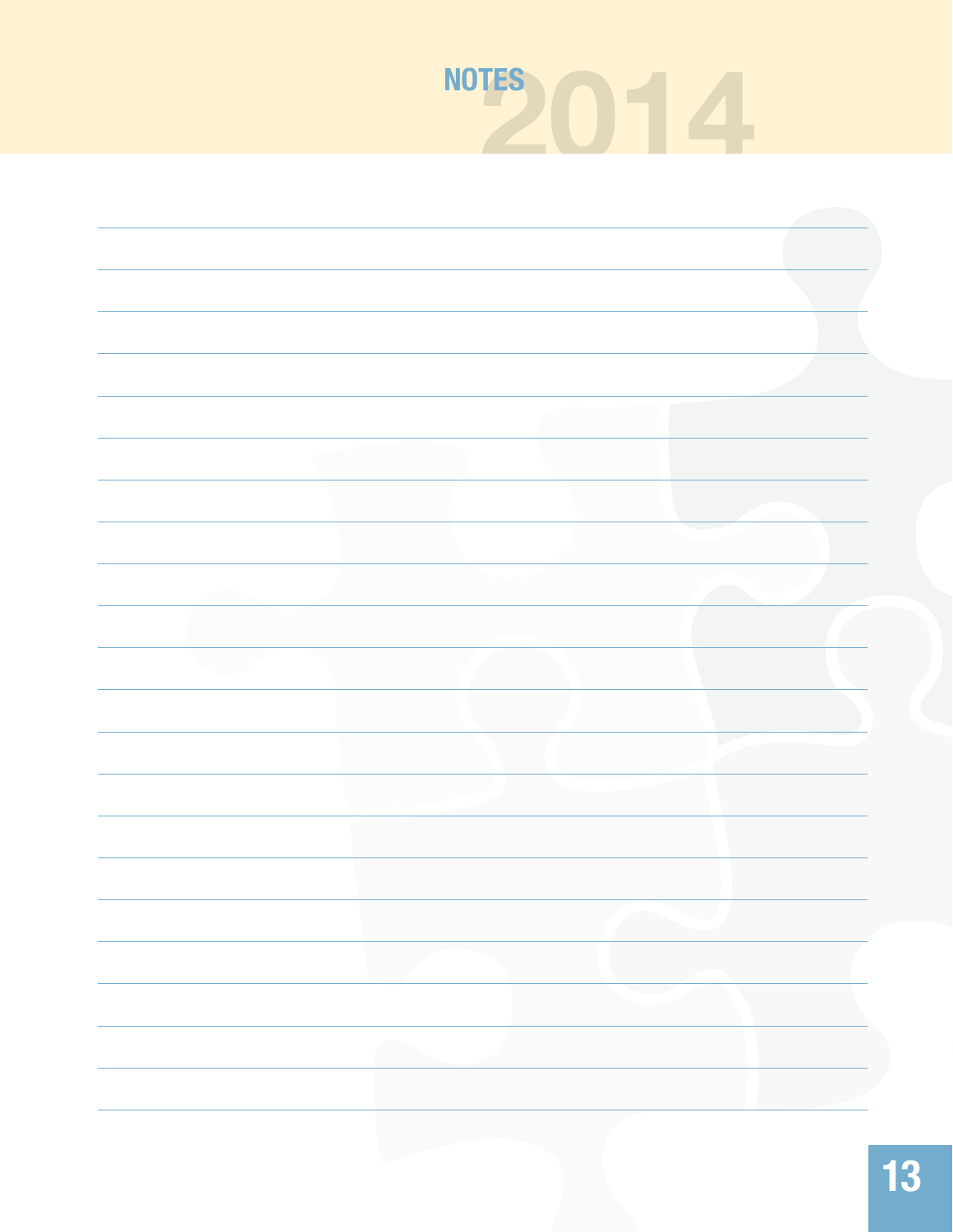# NOTES 2014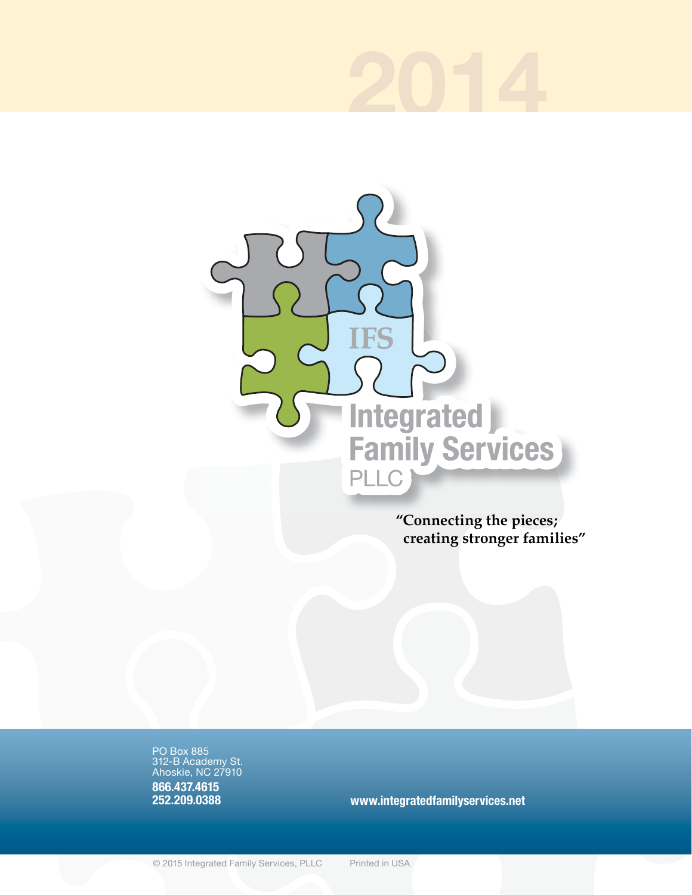2014

IFS

# Integrated Family Services

PLLC

*"Connecting the pieces; creating stronger families"*

PO Box 885
312-B Academy St.
Ahoskie, NC 27910

**866.437.4615**
**252.209.0388**

**www.integratedfamilyservices.net**

© 2015 Integrated Family Services, PLLC Printed in USA